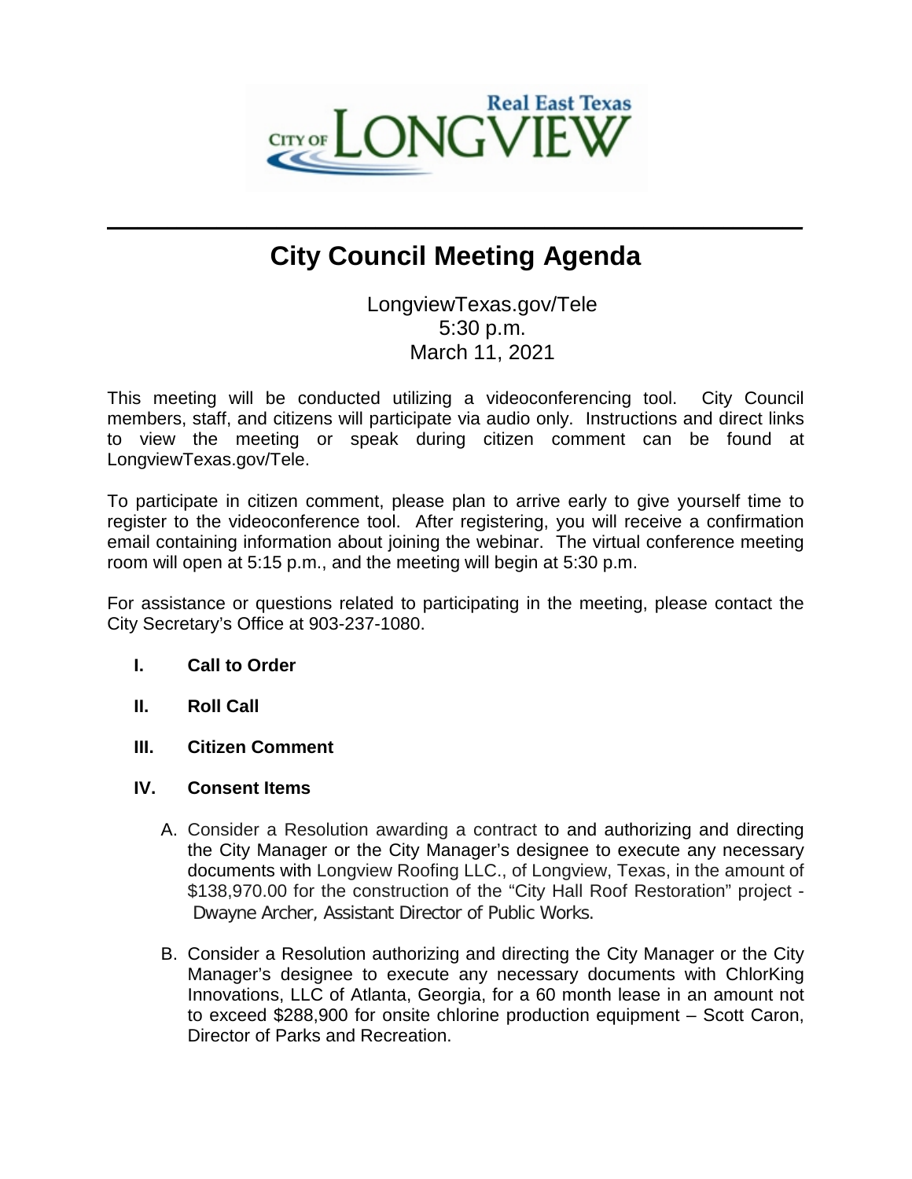# City Council Meeting Agenda

LongviewTexas.gov/Tele
5:30 p.m.
March 11, 2021

This meeting will be conducted utilizing a videoconferencing tool. City Council members, staff, and citizens will participate via audio only. Instructions and direct links to view the meeting or speak during citizen comment can be found at LongviewTexas.gov/Tele.

To participate in citizen comment, please plan to arrive early to give yourself time to register to the videoconference tool. After registering, you will receive a confirmation email containing information about joining the webinar. The virtual conference meeting room will open at 5:15 p.m., and the meeting will begin at 5:30 p.m.

For assistance or questions related to participating in the meeting, please contact the City Secretary's Office at 903-237-1080.

**I. Call to Order**

**II. Roll Call**

**III. Citizen Comment**

**IV. Consent Items**

A. Consider a Resolution awarding a contract to and authorizing and directing the City Manager or the City Manager's designee to execute any necessary documents with Longview Roofing LLC., of Longview, Texas, in the amount of $138,970.00 for the construction of the "City Hall Roof Restoration" project - Dwayne Archer, Assistant Director of Public Works.

B. Consider a Resolution authorizing and directing the City Manager or the City Manager's designee to execute any necessary documents with ChlorKing Innovations, LLC of Atlanta, Georgia, for a 60 month lease in an amount not to exceed $288,900 for onsite chlorine production equipment – Scott Caron, Director of Parks and Recreation.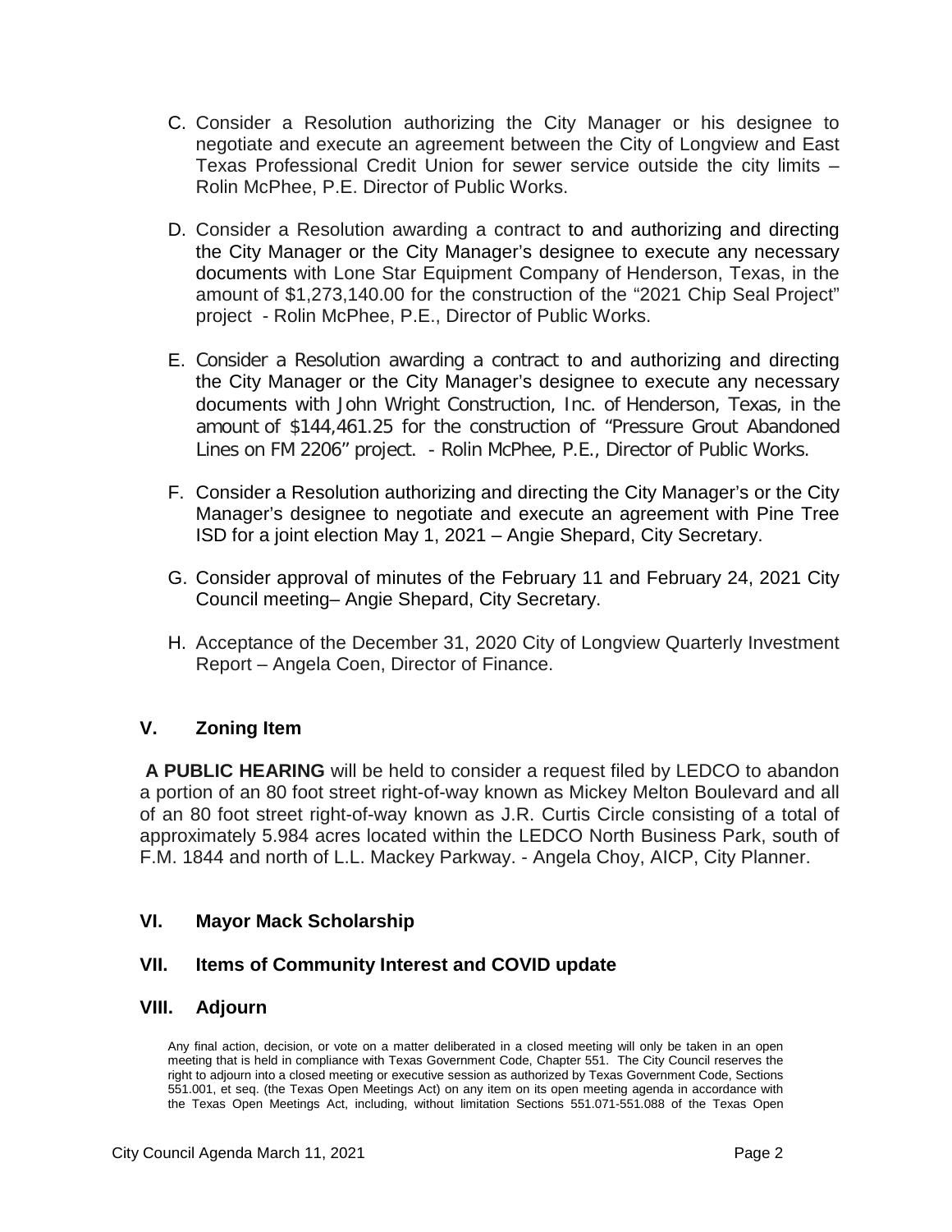C. Consider a Resolution authorizing the City Manager or his designee to negotiate and execute an agreement between the City of Longview and East Texas Professional Credit Union for sewer service outside the city limits – Rolin McPhee, P.E. Director of Public Works.

D. Consider a Resolution awarding a contract to and authorizing and directing the City Manager or the City Manager's designee to execute any necessary documents with Lone Star Equipment Company of Henderson, Texas, in the amount of $1,273,140.00 for the construction of the "2021 Chip Seal Project" project - Rolin McPhee, P.E., Director of Public Works.

E. Consider a Resolution awarding a contract to and authorizing and directing the City Manager or the City Manager's designee to execute any necessary documents with John Wright Construction, Inc. of Henderson, Texas, in the amount of $144,461.25 for the construction of "Pressure Grout Abandoned Lines on FM 2206" project. - Rolin McPhee, P.E., Director of Public Works.

F. Consider a Resolution authorizing and directing the City Manager's or the City Manager's designee to negotiate and execute an agreement with Pine Tree ISD for a joint election May 1, 2021 – Angie Shepard, City Secretary.

G. Consider approval of minutes of the February 11 and February 24, 2021 City Council meeting– Angie Shepard, City Secretary.

H. Acceptance of the December 31, 2020 City of Longview Quarterly Investment Report – Angela Coen, Director of Finance.

## V. Zoning Item

**A PUBLIC HEARING** will be held to consider a request filed by LEDCO to abandon a portion of an 80 foot street right-of-way known as Mickey Melton Boulevard and all of an 80 foot street right-of-way known as J.R. Curtis Circle consisting of a total of approximately 5.984 acres located within the LEDCO North Business Park, south of F.M. 1844 and north of L.L. Mackey Parkway. - Angela Choy, AICP, City Planner.

## VI. Mayor Mack Scholarship

## VII. Items of Community Interest and COVID update

## VIII. Adjourn

Any final action, decision, or vote on a matter deliberated in a closed meeting will only be taken in an open meeting that is held in compliance with Texas Government Code, Chapter 551. The City Council reserves the right to adjourn into a closed meeting or executive session as authorized by Texas Government Code, Sections 551.001, et seq. (the Texas Open Meetings Act) on any item on its open meeting agenda in accordance with the Texas Open Meetings Act, including, without limitation Sections 551.071-551.088 of the Texas Open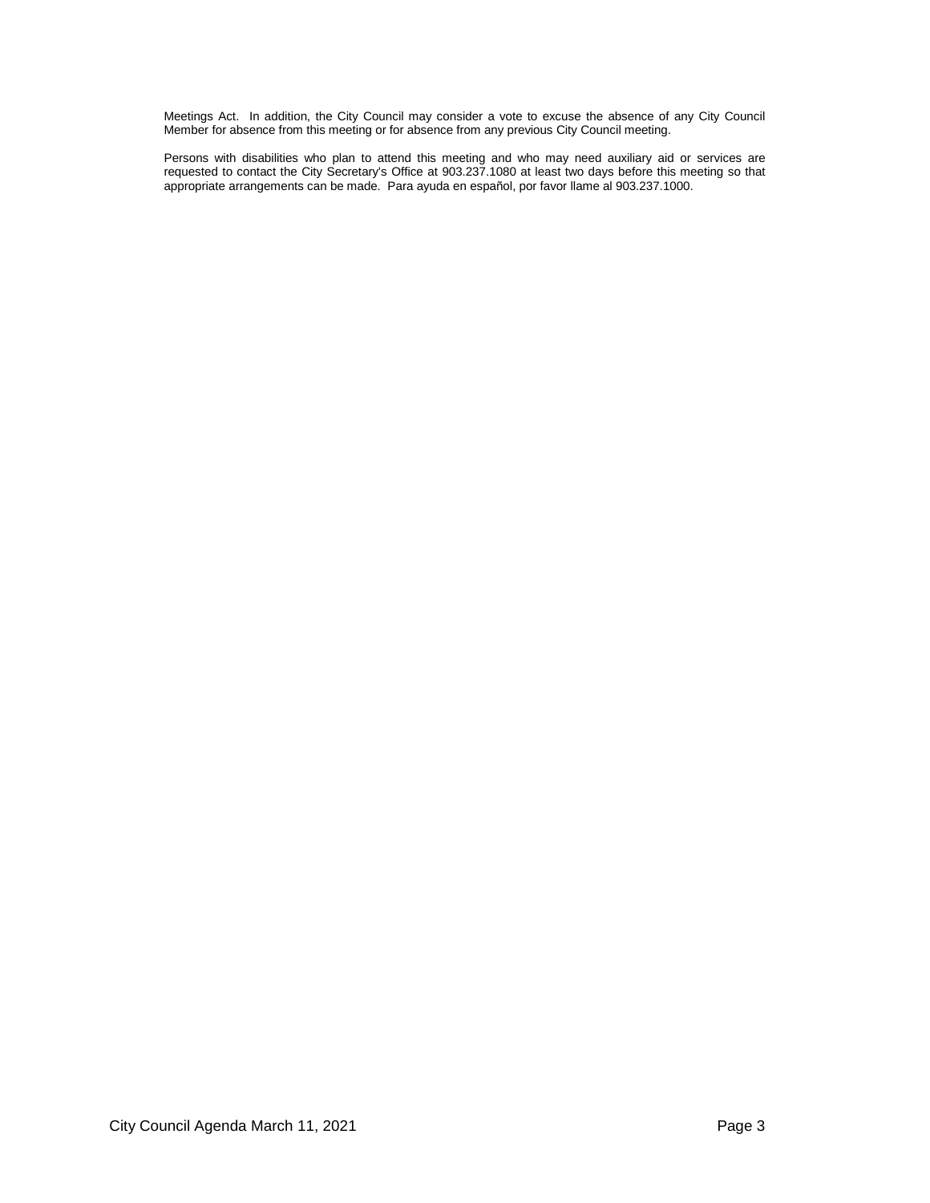Meetings Act. In addition, the City Council may consider a vote to excuse the absence of any City Council Member for absence from this meeting or for absence from any previous City Council meeting.

Persons with disabilities who plan to attend this meeting and who may need auxiliary aid or services are requested to contact the City Secretary's Office at 903.237.1080 at least two days before this meeting so that appropriate arrangements can be made. Para ayuda en español, por favor llame al 903.237.1000.